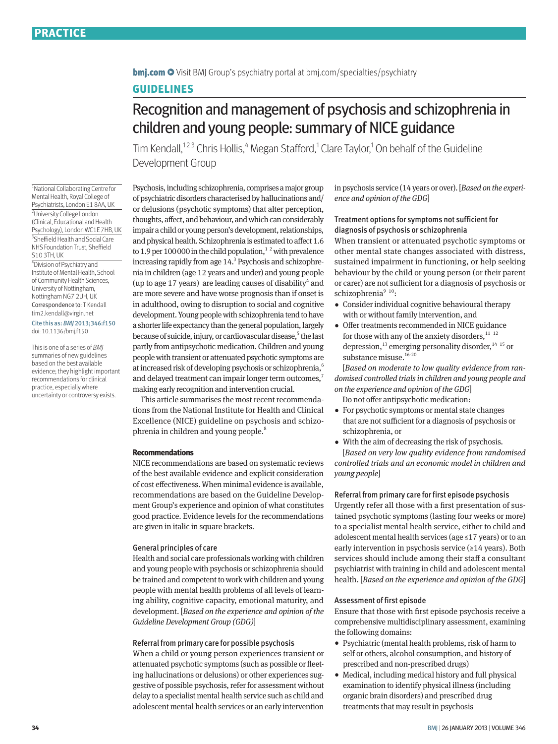# Recognition and management of psychosis and schizophrenia in children and young people: summary of NICE guidance

Tim Kendall,[1,2,3] Chris Hollis,[4] Megan Stafford,[1] Clare Taylor,[1] On behalf of the Guideline Development Group

[1]National Collaborating Centre for Mental Health, Royal College of Psychiatrists, London E1 8AA, UK

[2]University College London (Clinical, Educational and Health Psychology), London WC1E 7HB, UK

[3]Sheffield Health and Social Care NHS Foundation Trust, Sheffield S10 3TH, UK

[4]Division of Psychiatry and Institute of Mental Health, School of Community Health Sciences, University of Nottingham, Nottingham NG7 2UH, UK

Correspondence to: T Kendall tim2.kendall@virgin.net

Cite this as: *BMJ* 2013;346:f150
doi: 10.1136/bmj.f150

This is one of a series of *BMJ* summaries of new guidelines based on the best available evidence; they highlight important recommendations for clinical practice, especially where uncertainty or controversy exists.

Psychosis, including schizophrenia, comprises a major group of psychiatric disorders characterised by hallucinations and/or delusions (psychotic symptoms) that alter perception, thoughts, affect, and behaviour, and which can considerably impair a child or young person's development, relationships, and physical health. Schizophrenia is estimated to affect 1.6 to 1.9 per 100 000 in the child population,[1,2] with prevalence increasing rapidly from age 14.[3] Psychosis and schizophrenia in children (age 12 years and under) and young people (up to age 17 years) are leading causes of disability[4] and are more severe and have worse prognosis than if onset is in adulthood, owing to disruption to social and cognitive development. Young people with schizophrenia tend to have a shorter life expectancy than the general population, largely because of suicide, injury, or cardiovascular disease,[5] the last partly from antipsychotic medication. Children and young people with transient or attenuated psychotic symptoms are at increased risk of developing psychosis or schizophrenia,[6] and delayed treatment can impair longer term outcomes,[7] making early recognition and intervention crucial.

This article summarises the most recent recommendations from the National Institute for Health and Clinical Excellence (NICE) guideline on psychosis and schizophrenia in children and young people.[8]

## Recommendations

NICE recommendations are based on systematic reviews of the best available evidence and explicit consideration of cost effectiveness. When minimal evidence is available, recommendations are based on the Guideline Development Group's experience and opinion of what constitutes good practice. Evidence levels for the recommendations are given in italic in square brackets.

### General principles of care

Health and social care professionals working with children and young people with psychosis or schizophrenia should be trained and competent to work with children and young people with mental health problems of all levels of learning ability, cognitive capacity, emotional maturity, and development. [*Based on the experience and opinion of the Guideline Development Group (GDG)*]

### Referral from primary care for possible psychosis

When a child or young person experiences transient or attenuated psychotic symptoms (such as possible or fleeting hallucinations or delusions) or other experiences suggestive of possible psychosis, refer for assessment without delay to a specialist mental health service such as child and adolescent mental health services or an early intervention in psychosis service (14 years or over). [*Based on the experience and opinion of the GDG*]

### Treatment options for symptoms not sufficient for diagnosis of psychosis or schizophrenia

When transient or attenuated psychotic symptoms or other mental state changes associated with distress, sustained impairment in functioning, or help seeking behaviour by the child or young person (or their parent or carer) are not sufficient for a diagnosis of psychosis or schizophrenia[9,10]:

- Consider individual cognitive behavioural therapy with or without family intervention, and
- Offer treatments recommended in NICE guidance for those with any of the anxiety disorders,[11,12] depression,[13] emerging personality disorder,[14,15] or substance misuse.[16-20]

[*Based on moderate to low quality evidence from randomised controlled trials in children and young people and on the experience and opinion of the GDG*]

Do not offer antipsychotic medication:

- For psychotic symptoms or mental state changes that are not sufficient for a diagnosis of psychosis or schizophrenia, or
- With the aim of decreasing the risk of psychosis.

[*Based on very low quality evidence from randomised controlled trials and an economic model in children and young people*]

### Referral from primary care for first episode psychosis

Urgently refer all those with a first presentation of sustained psychotic symptoms (lasting four weeks or more) to a specialist mental health service, either to child and adolescent mental health services (age ≤17 years) or to an early intervention in psychosis service (≥14 years). Both services should include among their staff a consultant psychiatrist with training in child and adolescent mental health. [*Based on the experience and opinion of the GDG*]

### Assessment of first episode

Ensure that those with first episode psychosis receive a comprehensive multidisciplinary assessment, examining the following domains:

- Psychiatric (mental health problems, risk of harm to self or others, alcohol consumption, and history of prescribed and non-prescribed drugs)
- Medical, including medical history and full physical examination to identify physical illness (including organic brain disorders) and prescribed drug treatments that may result in psychosis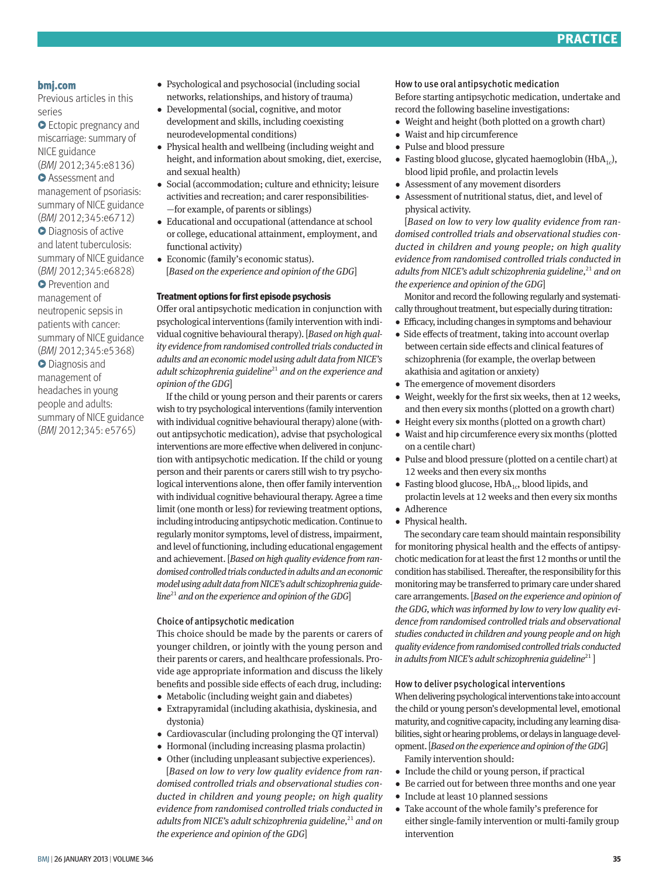**bmj.com**

Previous articles in this series

- Ectopic pregnancy and miscarriage: summary of NICE guidance (*BMJ* 2012;345:e8136)
- Assessment and management of psoriasis: summary of NICE guidance (*BMJ* 2012;345:e6712)
- Diagnosis of active and latent tuberculosis: summary of NICE guidance (*BMJ* 2012;345:e6828)
- Prevention and management of neutropenic sepsis in patients with cancer: summary of NICE guidance (*BMJ* 2012;345:e5368)
- Diagnosis and management of headaches in young people and adults: summary of NICE guidance (*BMJ* 2012;345: e5765)

- Psychological and psychosocial (including social networks, relationships, and history of trauma)
- Developmental (social, cognitive, and motor development and skills, including coexisting neurodevelopmental conditions)
- Physical health and wellbeing (including weight and height, and information about smoking, diet, exercise, and sexual health)
- Social (accommodation; culture and ethnicity; leisure activities and recreation; and carer responsibilities—for example, of parents or siblings)
- Educational and occupational (attendance at school or college, educational attainment, employment, and functional activity)
- Economic (family's economic status).

[*Based on the experience and opinion of the GDG*]

#### Treatment options for first episode psychosis

Offer oral antipsychotic medication in conjunction with psychological interventions (family intervention with individual cognitive behavioural therapy). [*Based on high quality evidence from randomised controlled trials conducted in adults and an economic model using adult data from NICE's adult schizophrenia guideline*[21] *and on the experience and opinion of the GDG*]

If the child or young person and their parents or carers wish to try psychological interventions (family intervention with individual cognitive behavioural therapy) alone (without antipsychotic medication), advise that psychological interventions are more effective when delivered in conjunction with antipsychotic medication. If the child or young person and their parents or carers still wish to try psychological interventions alone, then offer family intervention with individual cognitive behavioural therapy. Agree a time limit (one month or less) for reviewing treatment options, including introducing antipsychotic medication. Continue to regularly monitor symptoms, level of distress, impairment, and level of functioning, including educational engagement and achievement. [*Based on high quality evidence from randomised controlled trials conducted in adults and an economic model using adult data from NICE's adult schizophrenia guideline*[21] *and on the experience and opinion of the GDG*]

#### Choice of antipsychotic medication

This choice should be made by the parents or carers of younger children, or jointly with the young person and their parents or carers, and healthcare professionals. Provide age appropriate information and discuss the likely benefits and possible side effects of each drug, including:

- Metabolic (including weight gain and diabetes)
- Extrapyramidal (including akathisia, dyskinesia, and dystonia)
- Cardiovascular (including prolonging the QT interval)
- Hormonal (including increasing plasma prolactin)
- Other (including unpleasant subjective experiences).

[*Based on low to very low quality evidence from randomised controlled trials and observational studies conducted in children and young people; on high quality evidence from randomised controlled trials conducted in adults from NICE's adult schizophrenia guideline,*[21] *and on the experience and opinion of the GDG*]

#### How to use oral antipsychotic medication

Before starting antipsychotic medication, undertake and record the following baseline investigations:

- Weight and height (both plotted on a growth chart)
- Waist and hip circumference
- Pulse and blood pressure
- Fasting blood glucose, glycated haemoglobin ($HbA_{1c}$), blood lipid profile, and prolactin levels
- Assessment of any movement disorders
- Assessment of nutritional status, diet, and level of physical activity.

[*Based on low to very low quality evidence from randomised controlled trials and observational studies conducted in children and young people; on high quality evidence from randomised controlled trials conducted in adults from NICE's adult schizophrenia guideline,*[21] *and on the experience and opinion of the GDG*]

Monitor and record the following regularly and systematically throughout treatment, but especially during titration:

- Efficacy, including changes in symptoms and behaviour
- Side effects of treatment, taking into account overlap between certain side effects and clinical features of schizophrenia (for example, the overlap between akathisia and agitation or anxiety)
- The emergence of movement disorders
- Weight, weekly for the first six weeks, then at 12 weeks, and then every six months (plotted on a growth chart)
- Height every six months (plotted on a growth chart)
- Waist and hip circumference every six months (plotted on a centile chart)
- Pulse and blood pressure (plotted on a centile chart) at 12 weeks and then every six months
- Fasting blood glucose, $HbA_{1c}$, blood lipids, and prolactin levels at 12 weeks and then every six months
- Adherence
- Physical health.

The secondary care team should maintain responsibility for monitoring physical health and the effects of antipsychotic medication for at least the first 12 months or until the condition has stabilised. Thereafter, the responsibility for this monitoring may be transferred to primary care under shared care arrangements. [*Based on the experience and opinion of the GDG, which was informed by low to very low quality evidence from randomised controlled trials and observational studies conducted in children and young people and on high quality evidence from randomised controlled trials conducted in adults from NICE's adult schizophrenia guideline*[21]]

#### How to deliver psychological interventions

When delivering psychological interventions take into account the child or young person's developmental level, emotional maturity, and cognitive capacity, including any learning disabilities, sight or hearing problems, or delays in language development. [*Based on the experience and opinion of the GDG*]

Family intervention should:

- Include the child or young person, if practical
- Be carried out for between three months and one year
- Include at least 10 planned sessions
- Take account of the whole family's preference for either single-family intervention or multi-family group intervention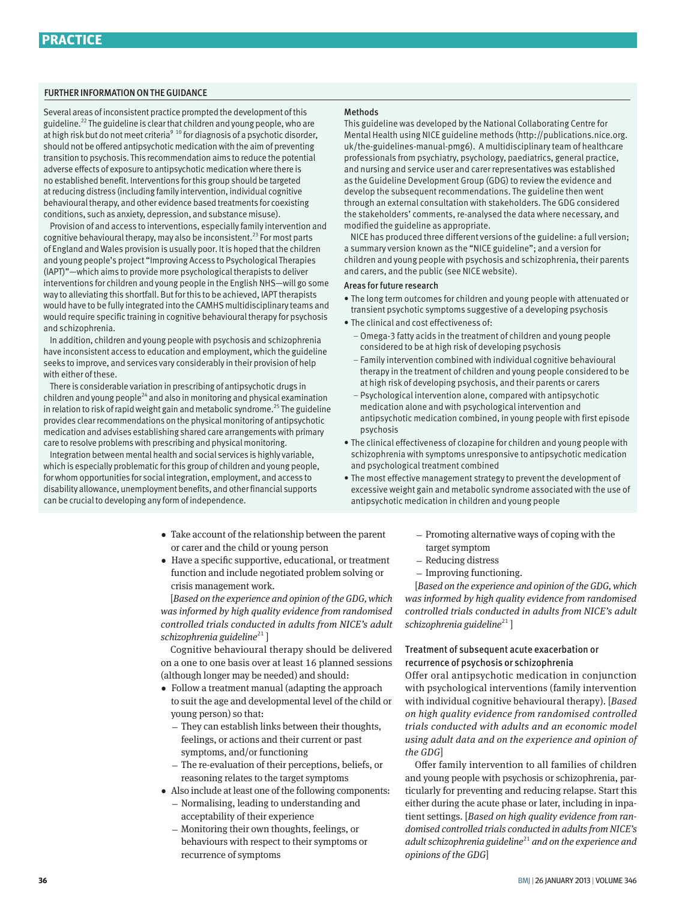## FURTHER INFORMATION ON THE GUIDANCE

Several areas of inconsistent practice prompted the development of this guideline.[22] The guideline is clear that children and young people, who are at high risk but do not meet criteria[9 10] for diagnosis of a psychotic disorder, should not be offered antipsychotic medication with the aim of preventing transition to psychosis. This recommendation aims to reduce the potential adverse effects of exposure to antipsychotic medication where there is no established benefit. Interventions for this group should be targeted at reducing distress (including family intervention, individual cognitive behavioural therapy, and other evidence based treatments for coexisting conditions, such as anxiety, depression, and substance misuse).

Provision of and access to interventions, especially family intervention and cognitive behavioural therapy, may also be inconsistent.[23] For most parts of England and Wales provision is usually poor. It is hoped that the children and young people's project "Improving Access to Psychological Therapies (IAPT)"—which aims to provide more psychological therapists to deliver interventions for children and young people in the English NHS—will go some way to alleviating this shortfall. But for this to be achieved, IAPT therapists would have to be fully integrated into the CAMHS multidisciplinary teams and would require specific training in cognitive behavioural therapy for psychosis and schizophrenia.

In addition, children and young people with psychosis and schizophrenia have inconsistent access to education and employment, which the guideline seeks to improve, and services vary considerably in their provision of help with either of these.

There is considerable variation in prescribing of antipsychotic drugs in children and young people[24] and also in monitoring and physical examination in relation to risk of rapid weight gain and metabolic syndrome.[25] The guideline provides clear recommendations on the physical monitoring of antipsychotic medication and advises establishing shared care arrangements with primary care to resolve problems with prescribing and physical monitoring.

Integration between mental health and social services is highly variable, which is especially problematic for this group of children and young people, for whom opportunities for social integration, employment, and access to disability allowance, unemployment benefits, and other financial supports can be crucial to developing any form of independence.

### Methods

This guideline was developed by the National Collaborating Centre for Mental Health using NICE guideline methods (http://publications.nice.org.uk/the-guidelines-manual-pmg6). A multidisciplinary team of healthcare professionals from psychiatry, psychology, paediatrics, general practice, and nursing and service user and carer representatives was established as the Guideline Development Group (GDG) to review the evidence and develop the subsequent recommendations. The guideline then went through an external consultation with stakeholders. The GDG considered the stakeholders' comments, re-analysed the data where necessary, and modified the guideline as appropriate.

NICE has produced three different versions of the guideline: a full version; a summary version known as the "NICE guideline"; and a version for children and young people with psychosis and schizophrenia, their parents and carers, and the public (see NICE website).

### Areas for future research

- The long term outcomes for children and young people with attenuated or transient psychotic symptoms suggestive of a developing psychosis
- The clinical and cost effectiveness of:
  - Omega-3 fatty acids in the treatment of children and young people considered to be at high risk of developing psychosis
  - Family intervention combined with individual cognitive behavioural therapy in the treatment of children and young people considered to be at high risk of developing psychosis, and their parents or carers
  - Psychological intervention alone, compared with antipsychotic medication alone and with psychological intervention and antipsychotic medication combined, in young people with first episode psychosis
- The clinical effectiveness of clozapine for children and young people with schizophrenia with symptoms unresponsive to antipsychotic medication and psychological treatment combined
- The most effective management strategy to prevent the development of excessive weight gain and metabolic syndrome associated with the use of antipsychotic medication in children and young people

---

- Take account of the relationship between the parent or carer and the child or young person
- Have a specific supportive, educational, or treatment function and include negotiated problem solving or crisis management work.

[*Based on the experience and opinion of the GDG, which was informed by high quality evidence from randomised controlled trials conducted in adults from NICE's adult schizophrenia guideline*[21] ]

Cognitive behavioural therapy should be delivered on a one to one basis over at least 16 planned sessions (although longer may be needed) and should:

- Follow a treatment manual (adapting the approach to suit the age and developmental level of the child or young person) so that:
  - They can establish links between their thoughts, feelings, or actions and their current or past symptoms, and/or functioning
  - The re-evaluation of their perceptions, beliefs, or reasoning relates to the target symptoms
- Also include at least one of the following components:
  - Normalising, leading to understanding and acceptability of their experience
  - Monitoring their own thoughts, feelings, or behaviours with respect to their symptoms or recurrence of symptoms
  - Promoting alternative ways of coping with the target symptom
  - Reducing distress
  - Improving functioning.

[*Based on the experience and opinion of the GDG, which was informed by high quality evidence from randomised controlled trials conducted in adults from NICE's adult schizophrenia guideline*[21] ]

### Treatment of subsequent acute exacerbation or recurrence of psychosis or schizophrenia

Offer oral antipsychotic medication in conjunction with psychological interventions (family intervention with individual cognitive behavioural therapy). [*Based on high quality evidence from randomised controlled trials conducted with adults and an economic model using adult data and on the experience and opinion of the GDG*]

Offer family intervention to all families of children and young people with psychosis or schizophrenia, particularly for preventing and reducing relapse. Start this either during the acute phase or later, including in inpatient settings. [*Based on high quality evidence from randomised controlled trials conducted in adults from NICE's adult schizophrenia guideline*[21] *and on the experience and opinions of the GDG*]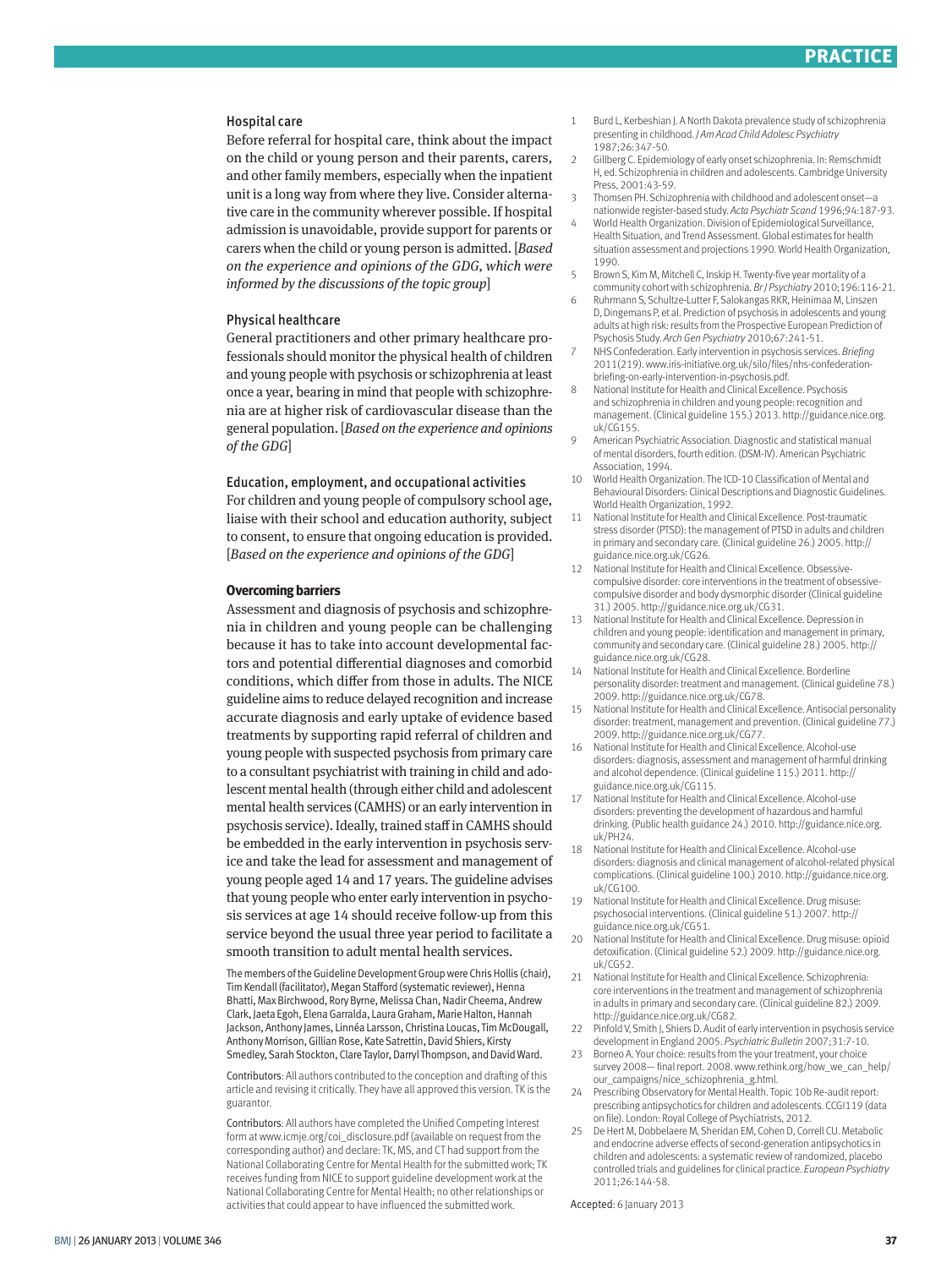### Hospital care

Before referral for hospital care, think about the impact on the child or young person and their parents, carers, and other family members, especially when the inpatient unit is a long way from where they live. Consider alternative care in the community wherever possible. If hospital admission is unavoidable, provide support for parents or carers when the child or young person is admitted. [*Based on the experience and opinions of the GDG, which were informed by the discussions of the topic group*]

### Physical healthcare

General practitioners and other primary healthcare professionals should monitor the physical health of children and young people with psychosis or schizophrenia at least once a year, bearing in mind that people with schizophrenia are at higher risk of cardiovascular disease than the general population. [*Based on the experience and opinions of the GDG*]

### Education, employment, and occupational activities

For children and young people of compulsory school age, liaise with their school and education authority, subject to consent, to ensure that ongoing education is provided. [*Based on the experience and opinions of the GDG*]

## Overcoming barriers

Assessment and diagnosis of psychosis and schizophrenia in children and young people can be challenging because it has to take into account developmental factors and potential differential diagnoses and comorbid conditions, which differ from those in adults. The NICE guideline aims to reduce delayed recognition and increase accurate diagnosis and early uptake of evidence based treatments by supporting rapid referral of children and young people with suspected psychosis from primary care to a consultant psychiatrist with training in child and adolescent mental health (through either child and adolescent mental health services (CAMHS) or an early intervention in psychosis service). Ideally, trained staff in CAMHS should be embedded in the early intervention in psychosis service and take the lead for assessment and management of young people aged 14 and 17 years. The guideline advises that young people who enter early intervention in psychosis services at age 14 should receive follow-up from this service beyond the usual three year period to facilitate a smooth transition to adult mental health services.

The members of the Guideline Development Group were Chris Hollis (chair), Tim Kendall (facilitator), Megan Stafford (systematic reviewer), Henna Bhatti, Max Birchwood, Rory Byrne, Melissa Chan, Nadir Cheema, Andrew Clark, Jaeta Egoh, Elena Garralda, Laura Graham, Marie Halton, Hannah Jackson, Anthony James, Linnéa Larsson, Christina Loucas, Tim McDougall, Anthony Morrison, Gillian Rose, Kate Satrettin, David Shiers, Kirsty Smedley, Sarah Stockton, Clare Taylor, Darryl Thompson, and David Ward.

Contributors: All authors contributed to the conception and drafting of this article and revising it critically. They have all approved this version. TK is the guarantor.

Contributors: All authors have completed the Unified Competing Interest form at www.icmje.org/coi_disclosure.pdf (available on request from the corresponding author) and declare: TK, MS, and CT had support from the National Collaborating Centre for Mental Health for the submitted work; TK receives funding from NICE to support guideline development work at the National Collaborating Centre for Mental Health; no other relationships or activities that could appear to have influenced the submitted work.

1. Burd L, Kerbeshian J. A North Dakota prevalence study of schizophrenia presenting in childhood. *J Am Acad Child Adolesc Psychiatry* 1987;26:347-50.
2. Gillberg C. Epidemiology of early onset schizophrenia. In: Remschmidt H, ed. Schizophrenia in children and adolescents. Cambridge University Press, 2001:43-59.
3. Thomsen PH. Schizophrenia with childhood and adolescent onset—a nationwide register-based study. *Acta Psychiatr Scand* 1996;94:187-93.
4. World Health Organization. Division of Epidemiological Surveillance, Health Situation, and Trend Assessment. Global estimates for health situation assessment and projections 1990. World Health Organization, 1990.
5. Brown S, Kim M, Mitchell C, Inskip H. Twenty-five year mortality of a community cohort with schizophrenia. *Br J Psychiatry* 2010;196:116-21.
6. Ruhrmann S, Schultze-Lutter F, Salokangas RKR, Heinimaa M, Linszen D, Dingemans P, et al. Prediction of psychosis in adolescents and young adults at high risk: results from the Prospective European Prediction of Psychosis Study. *Arch Gen Psychiatry* 2010;67:241-51.
7. NHS Confederation. Early intervention in psychosis services. *Briefing* 2011(219). www.iris-initiative.org.uk/silo/files/nhs-confederation-briefing-on-early-intervention-in-psychosis.pdf.
8. National Institute for Health and Clinical Excellence. Psychosis and schizophrenia in children and young people: recognition and management. (Clinical guideline 155.) 2013. http://guidance.nice.org.uk/CG155.
9. American Psychiatric Association. Diagnostic and statistical manual of mental disorders, fourth edition. (DSM-IV). American Psychiatric Association, 1994.
10. World Health Organization. The ICD-10 Classification of Mental and Behavioural Disorders: Clinical Descriptions and Diagnostic Guidelines. World Health Organization, 1992.
11. National Institute for Health and Clinical Excellence. Post-traumatic stress disorder (PTSD): the management of PTSD in adults and children in primary and secondary care. (Clinical guideline 26.) 2005. http://guidance.nice.org.uk/CG26.
12. National Institute for Health and Clinical Excellence. Obsessive-compulsive disorder: core interventions in the treatment of obsessive-compulsive disorder and body dysmorphic disorder (Clinical guideline 31.) 2005. http://guidance.nice.org.uk/CG31.
13. National Institute for Health and Clinical Excellence. Depression in children and young people: identification and management in primary, community and secondary care. (Clinical guideline 28.) 2005. http://guidance.nice.org.uk/CG28.
14. National Institute for Health and Clinical Excellence. Borderline personality disorder: treatment and management. (Clinical guideline 78.) 2009. http://guidance.nice.org.uk/CG78.
15. National Institute for Health and Clinical Excellence. Antisocial personality disorder: treatment, management and prevention. (Clinical guideline 77.) 2009. http://guidance.nice.org.uk/CG77.
16. National Institute for Health and Clinical Excellence. Alcohol-use disorders: diagnosis, assessment and management of harmful drinking and alcohol dependence. (Clinical guideline 115.) 2011. http://guidance.nice.org.uk/CG115.
17. National Institute for Health and Clinical Excellence. Alcohol-use disorders: preventing the development of hazardous and harmful drinking. (Public health guidance 24.) 2010. http://guidance.nice.org.uk/PH24.
18. National Institute for Health and Clinical Excellence. Alcohol-use disorders: diagnosis and clinical management of alcohol-related physical complications. (Clinical guideline 100.) 2010. http://guidance.nice.org.uk/CG100.
19. National Institute for Health and Clinical Excellence. Drug misuse: psychosocial interventions. (Clinical guideline 51.) 2007. http://guidance.nice.org.uk/CG51.
20. National Institute for Health and Clinical Excellence. Drug misuse: opioid detoxification. (Clinical guideline 52.) 2009. http://guidance.nice.org.uk/CG52.
21. National Institute for Health and Clinical Excellence. Schizophrenia: core interventions in the treatment and management of schizophrenia in adults in primary and secondary care. (Clinical guideline 82.) 2009. http://guidance.nice.org.uk/CG82.
22. Pinfold V, Smith J, Shiers D. Audit of early intervention in psychosis service development in England 2005. *Psychiatric Bulletin* 2007;31:7-10.
23. Borneo A. Your choice: results from the your treatment, your choice survey 2008— final report. 2008. www.rethink.org/how_we_can_help/our_campaigns/nice_schizophrenia_g.html.
24. Prescribing Observatory for Mental Health. Topic 10b Re-audit report: prescribing antipsychotics for children and adolescents. CCQI119 (data on file). London: Royal College of Psychiatrists, 2012.
25. De Hert M, Dobbelaere M, Sheridan EM, Cohen D, Correll CU. Metabolic and endocrine adverse effects of second-generation antipsychotics in children and adolescents: a systematic review of randomized, placebo controlled trials and guidelines for clinical practice. *European Psychiatry* 2011;26:144-58.

Accepted: 6 January 2013